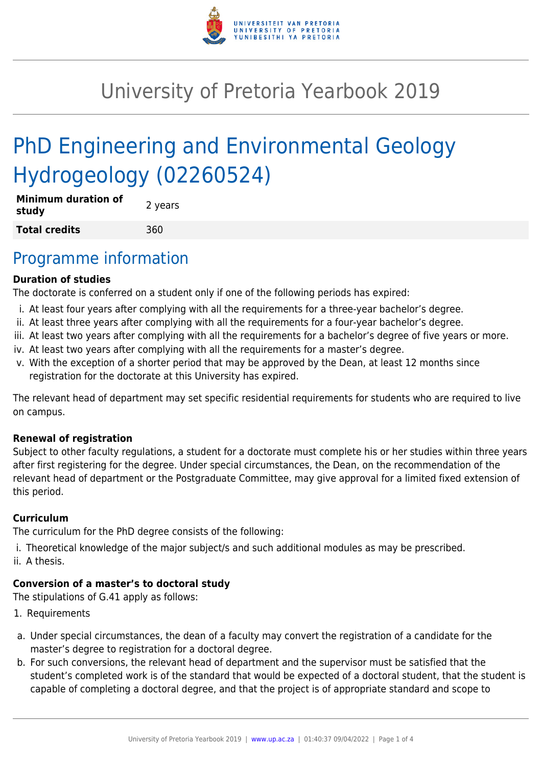# University of Pretoria Yearbook 2019

# PhD Engineering and Environmental Geology Hydrogeology (02260524)

| **Minimum duration of study** | 2 years |
|---|---|
| **Total credits** | 360 |

## Programme information

**Duration of studies**

The doctorate is conferred on a student only if one of the following periods has expired:

i. At least four years after complying with all the requirements for a three-year bachelor's degree.
ii. At least three years after complying with all the requirements for a four-year bachelor's degree.
iii. At least two years after complying with all the requirements for a bachelor's degree of five years or more.
iv. At least two years after complying with all the requirements for a master's degree.
v. With the exception of a shorter period that may be approved by the Dean, at least 12 months since registration for the doctorate at this University has expired.

The relevant head of department may set specific residential requirements for students who are required to live on campus.

**Renewal of registration**

Subject to other faculty regulations, a student for a doctorate must complete his or her studies within three years after first registering for the degree. Under special circumstances, the Dean, on the recommendation of the relevant head of department or the Postgraduate Committee, may give approval for a limited fixed extension of this period.

**Curriculum**

The curriculum for the PhD degree consists of the following:

i. Theoretical knowledge of the major subject/s and such additional modules as may be prescribed.
ii. A thesis.

**Conversion of a master's to doctoral study**

The stipulations of G.41 apply as follows:

1. Requirements

a. Under special circumstances, the dean of a faculty may convert the registration of a candidate for the master's degree to registration for a doctoral degree.
b. For such conversions, the relevant head of department and the supervisor must be satisfied that the student's completed work is of the standard that would be expected of a doctoral student, that the student is capable of completing a doctoral degree, and that the project is of appropriate standard and scope to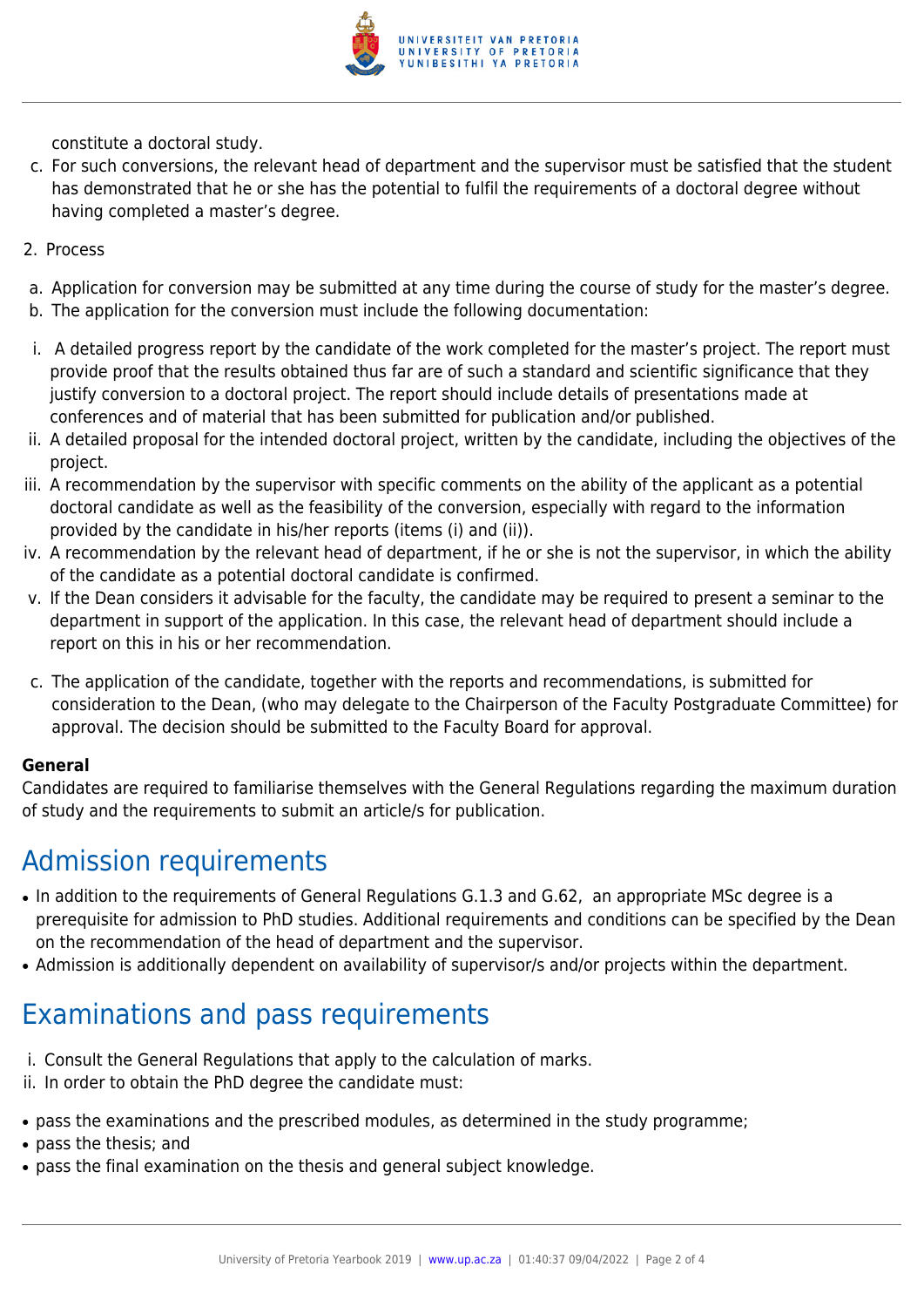constitute a doctoral study.

c. For such conversions, the relevant head of department and the supervisor must be satisfied that the student has demonstrated that he or she has the potential to fulfil the requirements of a doctoral degree without having completed a master's degree.

2. Process

a. Application for conversion may be submitted at any time during the course of study for the master's degree.

b. The application for the conversion must include the following documentation:

i. A detailed progress report by the candidate of the work completed for the master's project. The report must provide proof that the results obtained thus far are of such a standard and scientific significance that they justify conversion to a doctoral project. The report should include details of presentations made at conferences and of material that has been submitted for publication and/or published.

ii. A detailed proposal for the intended doctoral project, written by the candidate, including the objectives of the project.

iii. A recommendation by the supervisor with specific comments on the ability of the applicant as a potential doctoral candidate as well as the feasibility of the conversion, especially with regard to the information provided by the candidate in his/her reports (items (i) and (ii)).

iv. A recommendation by the relevant head of department, if he or she is not the supervisor, in which the ability of the candidate as a potential doctoral candidate is confirmed.

v. If the Dean considers it advisable for the faculty, the candidate may be required to present a seminar to the department in support of the application. In this case, the relevant head of department should include a report on this in his or her recommendation.

c. The application of the candidate, together with the reports and recommendations, is submitted for consideration to the Dean, (who may delegate to the Chairperson of the Faculty Postgraduate Committee) for approval. The decision should be submitted to the Faculty Board for approval.

**General**

Candidates are required to familiarise themselves with the General Regulations regarding the maximum duration of study and the requirements to submit an article/s for publication.

# Admission requirements

- In addition to the requirements of General Regulations G.1.3 and G.62, an appropriate MSc degree is a prerequisite for admission to PhD studies. Additional requirements and conditions can be specified by the Dean on the recommendation of the head of department and the supervisor.
- Admission is additionally dependent on availability of supervisor/s and/or projects within the department.

# Examinations and pass requirements

i. Consult the General Regulations that apply to the calculation of marks.

ii. In order to obtain the PhD degree the candidate must:

- pass the examinations and the prescribed modules, as determined in the study programme;
- pass the thesis; and
- pass the final examination on the thesis and general subject knowledge.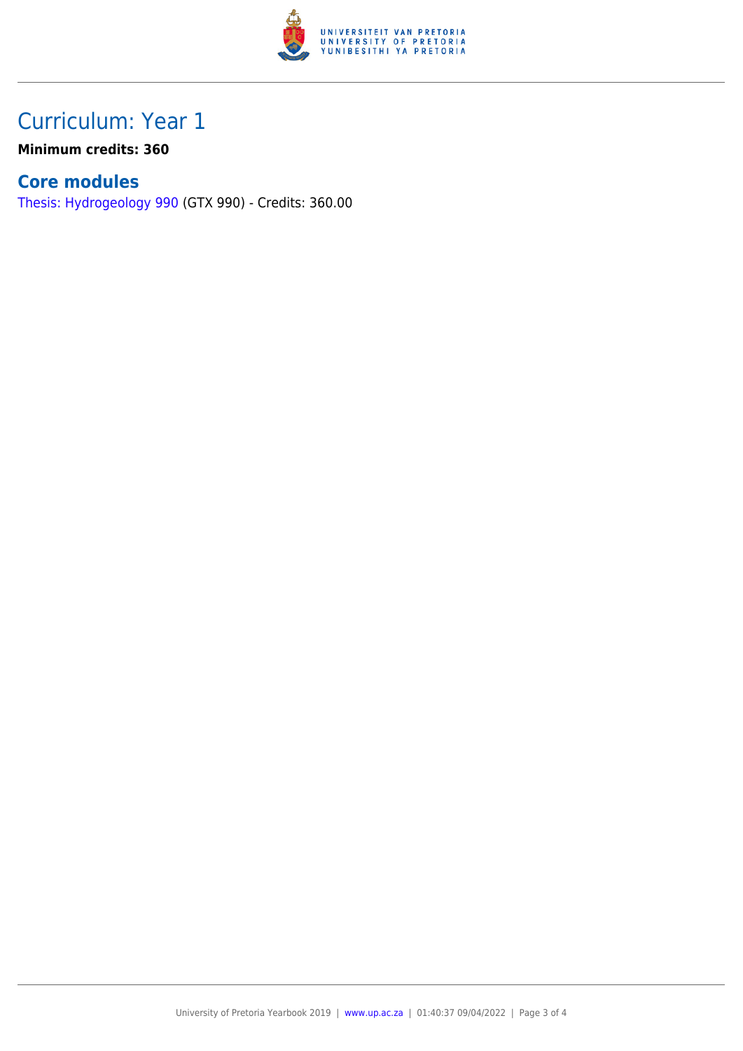## Curriculum: Year 1

**Minimum credits: 360**

### Core modules

Thesis: Hydrogeology 990 (GTX 990) - Credits: 360.00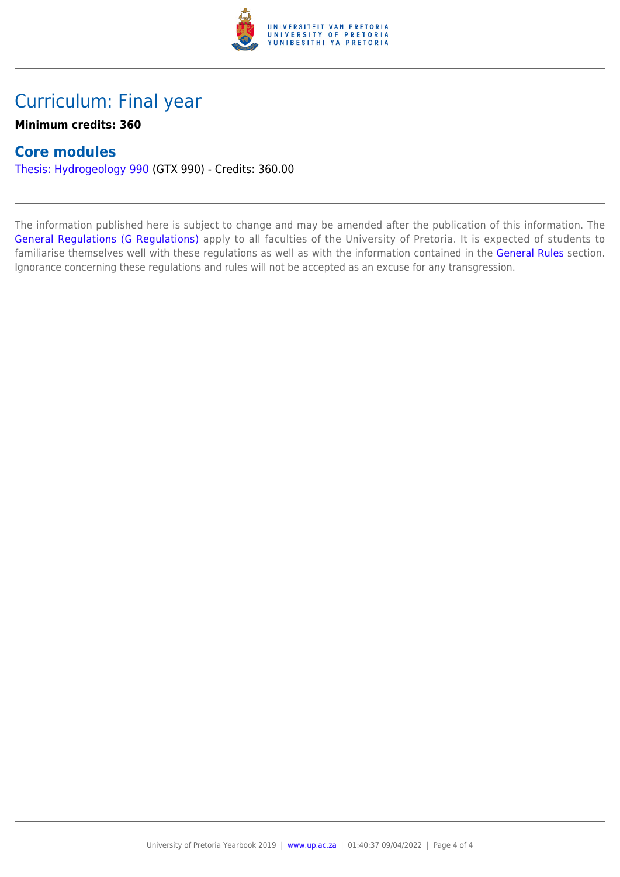## Curriculum: Final year

**Minimum credits: 360**

### Core modules

Thesis: Hydrogeology 990 (GTX 990) - Credits: 360.00

The information published here is subject to change and may be amended after the publication of this information. The General Regulations (G Regulations) apply to all faculties of the University of Pretoria. It is expected of students to familiarise themselves well with these regulations as well as with the information contained in the General Rules section. Ignorance concerning these regulations and rules will not be accepted as an excuse for any transgression.